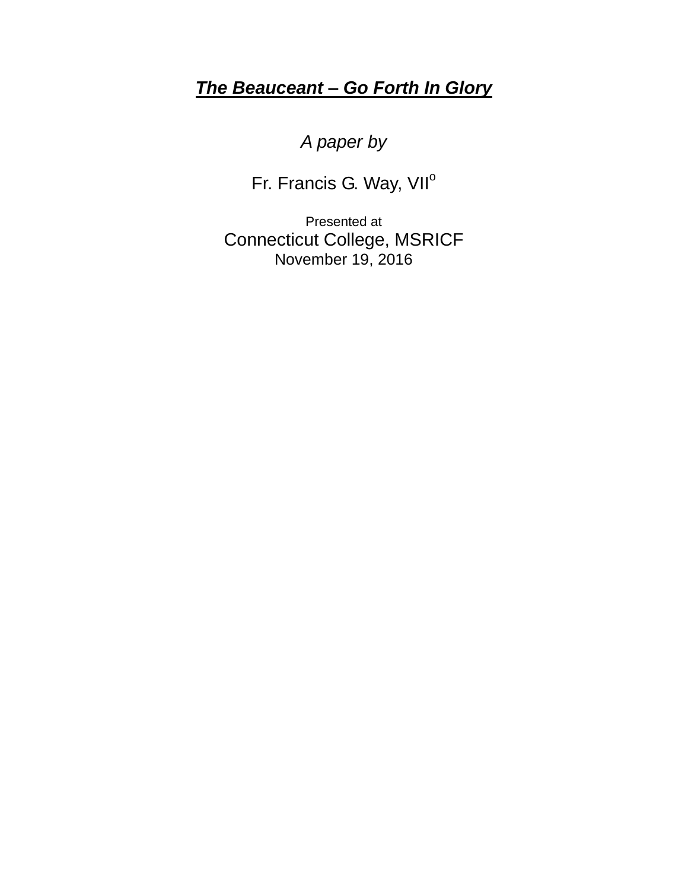# ***The Beauceant – Go Forth In Glory***

*A paper by*

Fr. Francis G. Way, VII°

Presented at

Connecticut College, MSRICF

November 19, 2016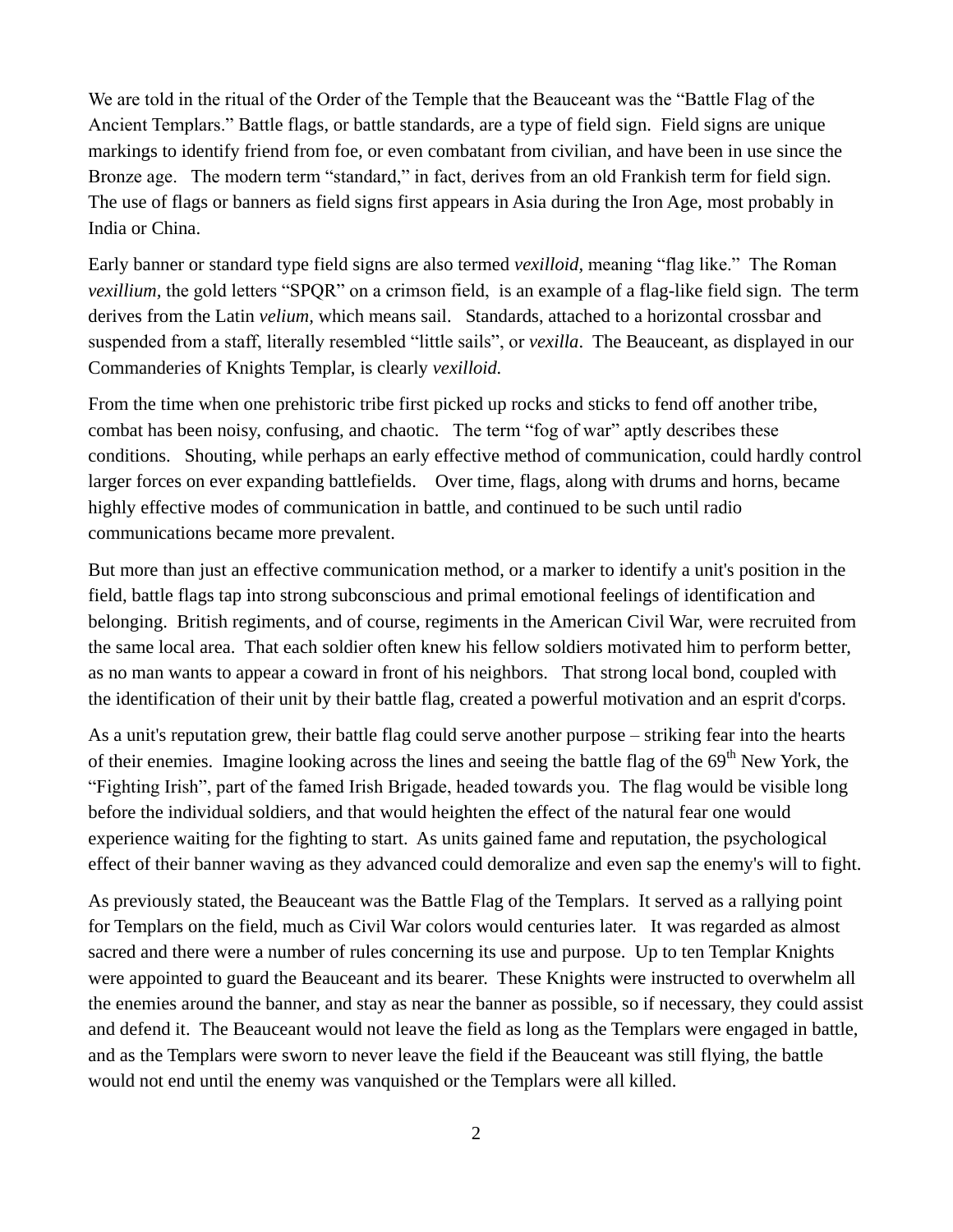We are told in the ritual of the Order of the Temple that the Beauceant was the "Battle Flag of the Ancient Templars." Battle flags, or battle standards, are a type of field sign. Field signs are unique markings to identify friend from foe, or even combatant from civilian, and have been in use since the Bronze age. The modern term "standard," in fact, derives from an old Frankish term for field sign. The use of flags or banners as field signs first appears in Asia during the Iron Age, most probably in India or China.

Early banner or standard type field signs are also termed *vexilloid,* meaning "flag like." The Roman *vexillium*, the gold letters "SPQR" on a crimson field, is an example of a flag-like field sign. The term derives from the Latin *velium,* which means sail. Standards, attached to a horizontal crossbar and suspended from a staff, literally resembled "little sails", or *vexilla*. The Beauceant, as displayed in our Commanderies of Knights Templar, is clearly *vexilloid.*

From the time when one prehistoric tribe first picked up rocks and sticks to fend off another tribe, combat has been noisy, confusing, and chaotic. The term "fog of war" aptly describes these conditions. Shouting, while perhaps an early effective method of communication, could hardly control larger forces on ever expanding battlefields. Over time, flags, along with drums and horns, became highly effective modes of communication in battle, and continued to be such until radio communications became more prevalent.

But more than just an effective communication method, or a marker to identify a unit's position in the field, battle flags tap into strong subconscious and primal emotional feelings of identification and belonging. British regiments, and of course, regiments in the American Civil War, were recruited from the same local area. That each soldier often knew his fellow soldiers motivated him to perform better, as no man wants to appear a coward in front of his neighbors. That strong local bond, coupled with the identification of their unit by their battle flag, created a powerful motivation and an esprit d'corps.

As a unit's reputation grew, their battle flag could serve another purpose – striking fear into the hearts of their enemies. Imagine looking across the lines and seeing the battle flag of the 69th New York, the "Fighting Irish", part of the famed Irish Brigade, headed towards you. The flag would be visible long before the individual soldiers, and that would heighten the effect of the natural fear one would experience waiting for the fighting to start. As units gained fame and reputation, the psychological effect of their banner waving as they advanced could demoralize and even sap the enemy's will to fight.

As previously stated, the Beauceant was the Battle Flag of the Templars. It served as a rallying point for Templars on the field, much as Civil War colors would centuries later. It was regarded as almost sacred and there were a number of rules concerning its use and purpose. Up to ten Templar Knights were appointed to guard the Beauceant and its bearer. These Knights were instructed to overwhelm all the enemies around the banner, and stay as near the banner as possible, so if necessary, they could assist and defend it. The Beauceant would not leave the field as long as the Templars were engaged in battle, and as the Templars were sworn to never leave the field if the Beauceant was still flying, the battle would not end until the enemy was vanquished or the Templars were all killed.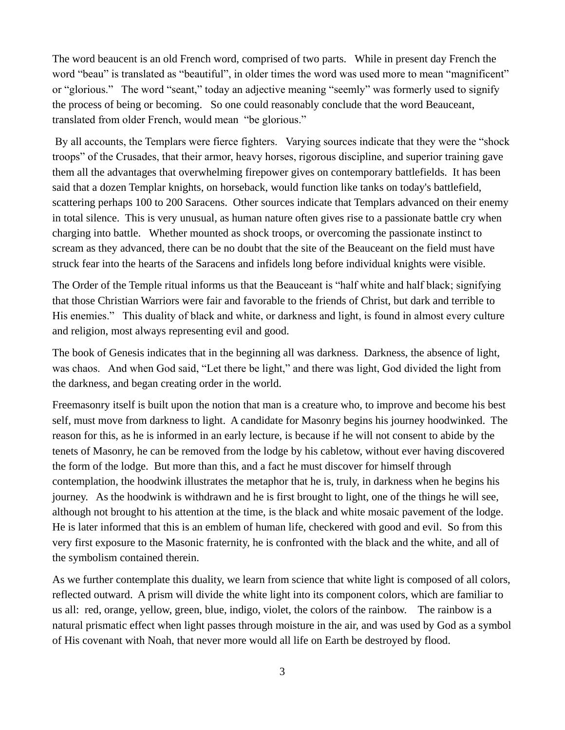The word beaucent is an old French word, comprised of two parts. While in present day French the word "beau" is translated as "beautiful", in older times the word was used more to mean "magnificent" or "glorious." The word "seant," today an adjective meaning "seemly" was formerly used to signify the process of being or becoming. So one could reasonably conclude that the word Beauceant, translated from older French, would mean "be glorious."

By all accounts, the Templars were fierce fighters. Varying sources indicate that they were the "shock troops" of the Crusades, that their armor, heavy horses, rigorous discipline, and superior training gave them all the advantages that overwhelming firepower gives on contemporary battlefields. It has been said that a dozen Templar knights, on horseback, would function like tanks on today's battlefield, scattering perhaps 100 to 200 Saracens. Other sources indicate that Templars advanced on their enemy in total silence. This is very unusual, as human nature often gives rise to a passionate battle cry when charging into battle. Whether mounted as shock troops, or overcoming the passionate instinct to scream as they advanced, there can be no doubt that the site of the Beauceant on the field must have struck fear into the hearts of the Saracens and infidels long before individual knights were visible.

The Order of the Temple ritual informs us that the Beauceant is "half white and half black; signifying that those Christian Warriors were fair and favorable to the friends of Christ, but dark and terrible to His enemies." This duality of black and white, or darkness and light, is found in almost every culture and religion, most always representing evil and good.

The book of Genesis indicates that in the beginning all was darkness. Darkness, the absence of light, was chaos. And when God said, "Let there be light," and there was light, God divided the light from the darkness, and began creating order in the world.

Freemasonry itself is built upon the notion that man is a creature who, to improve and become his best self, must move from darkness to light. A candidate for Masonry begins his journey hoodwinked. The reason for this, as he is informed in an early lecture, is because if he will not consent to abide by the tenets of Masonry, he can be removed from the lodge by his cabletow, without ever having discovered the form of the lodge. But more than this, and a fact he must discover for himself through contemplation, the hoodwink illustrates the metaphor that he is, truly, in darkness when he begins his journey. As the hoodwink is withdrawn and he is first brought to light, one of the things he will see, although not brought to his attention at the time, is the black and white mosaic pavement of the lodge. He is later informed that this is an emblem of human life, checkered with good and evil. So from this very first exposure to the Masonic fraternity, he is confronted with the black and the white, and all of the symbolism contained therein.

As we further contemplate this duality, we learn from science that white light is composed of all colors, reflected outward. A prism will divide the white light into its component colors, which are familiar to us all: red, orange, yellow, green, blue, indigo, violet, the colors of the rainbow. The rainbow is a natural prismatic effect when light passes through moisture in the air, and was used by God as a symbol of His covenant with Noah, that never more would all life on Earth be destroyed by flood.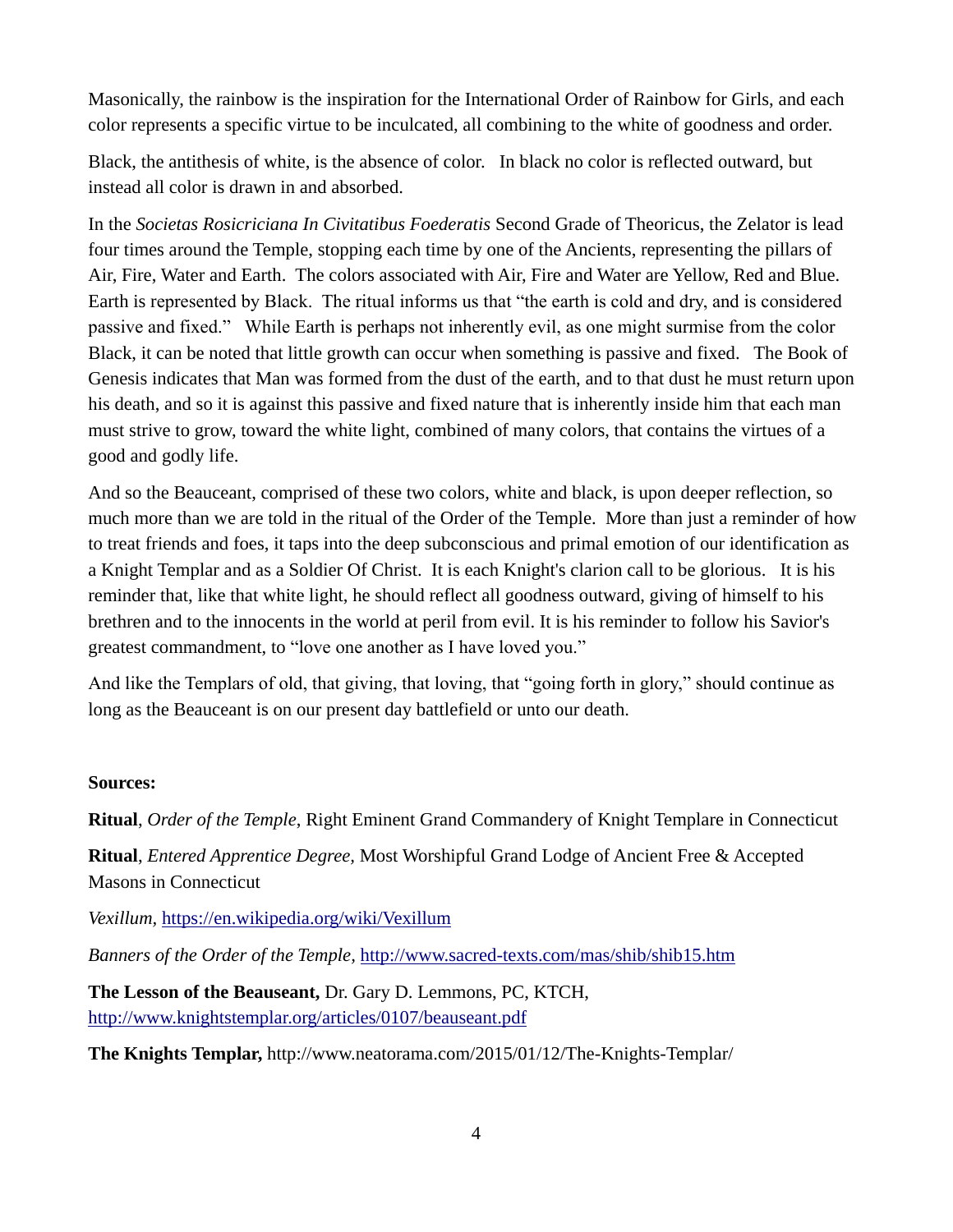Masonically, the rainbow is the inspiration for the International Order of Rainbow for Girls, and each color represents a specific virtue to be inculcated, all combining to the white of goodness and order.

Black, the antithesis of white, is the absence of color. In black no color is reflected outward, but instead all color is drawn in and absorbed.

In the *Societas Rosicriciana In Civitatibus Foederatis* Second Grade of Theoricus, the Zelator is lead four times around the Temple, stopping each time by one of the Ancients, representing the pillars of Air, Fire, Water and Earth. The colors associated with Air, Fire and Water are Yellow, Red and Blue. Earth is represented by Black. The ritual informs us that "the earth is cold and dry, and is considered passive and fixed." While Earth is perhaps not inherently evil, as one might surmise from the color Black, it can be noted that little growth can occur when something is passive and fixed. The Book of Genesis indicates that Man was formed from the dust of the earth, and to that dust he must return upon his death, and so it is against this passive and fixed nature that is inherently inside him that each man must strive to grow, toward the white light, combined of many colors, that contains the virtues of a good and godly life.

And so the Beauceant, comprised of these two colors, white and black, is upon deeper reflection, so much more than we are told in the ritual of the Order of the Temple. More than just a reminder of how to treat friends and foes, it taps into the deep subconscious and primal emotion of our identification as a Knight Templar and as a Soldier Of Christ. It is each Knight's clarion call to be glorious. It is his reminder that, like that white light, he should reflect all goodness outward, giving of himself to his brethren and to the innocents in the world at peril from evil. It is his reminder to follow his Savior's greatest commandment, to "love one another as I have loved you."

And like the Templars of old, that giving, that loving, that "going forth in glory," should continue as long as the Beauceant is on our present day battlefield or unto our death.

**Sources:**

**Ritual**, *Order of the Temple*, Right Eminent Grand Commandery of Knight Templare in Connecticut

**Ritual**, *Entered Apprentice Degree*, Most Worshipful Grand Lodge of Ancient Free & Accepted Masons in Connecticut

*Vexillum*, https://en.wikipedia.org/wiki/Vexillum

*Banners of the Order of the Temple*, http://www.sacred-texts.com/mas/shib/shib15.htm

**The Lesson of the Beauseant,** Dr. Gary D. Lemmons, PC, KTCH, http://www.knightstemplar.org/articles/0107/beauseant.pdf

**The Knights Templar,** http://www.neatorama.com/2015/01/12/The-Knights-Templar/